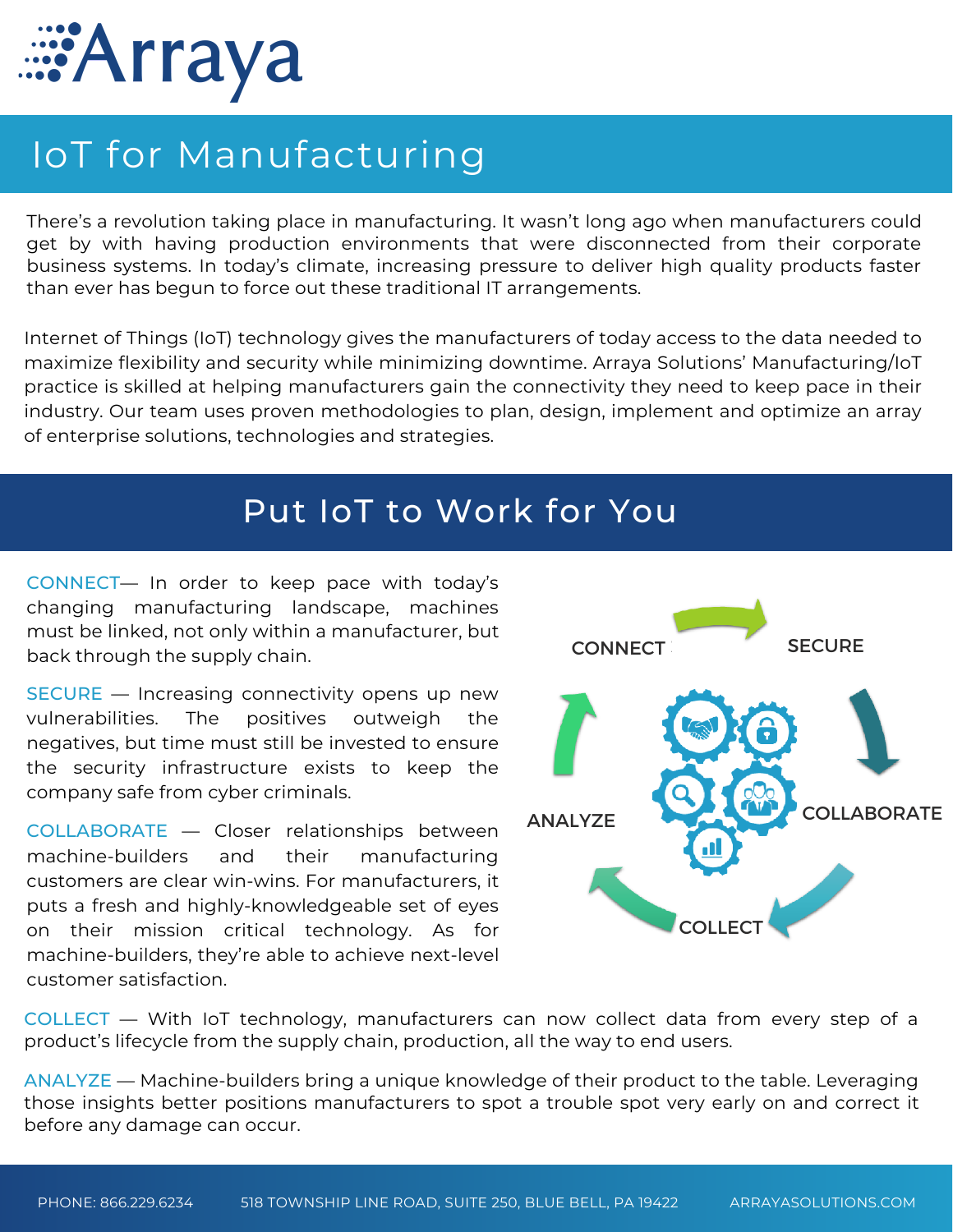# Arraya

## IoT for Manufacturing

There's a revolution taking place in manufacturing. It wasn't long ago when manufacturers could get by with having production environments that were disconnected from their corporate business systems. In today's climate, increasing pressure to deliver high quality products faster than ever has begun to force out these traditional IT arrangements.

Internet of Things (IoT) technology gives the manufacturers of today access to the data needed to maximize flexibility and security while minimizing downtime. Arraya Solutions' Manufacturing/IoT practice is skilled at helping manufacturers gain the connectivity they need to keep pace in their industry. Our team uses proven methodologies to plan, design, implement and optimize an array of enterprise solutions, technologies and strategies.

## Put IoT to Work for You

CONNECT— In order to keep pace with today's changing manufacturing landscape, machines must be linked, not only within a manufacturer, but back through the supply chain.

SECURE — Increasing connectivity opens up new vulnerabilities. The positives outweigh the negatives, but time must still be invested to ensure the security infrastructure exists to keep the company safe from cyber criminals.

COLLABORATE — Closer relationships between machine-builders and their manufacturing customers are clear win-wins. For manufacturers, it puts a fresh and highly-knowledgeable set of eyes on their mission critical technology. As for machine-builders, they're able to achieve next-level customer satisfaction.

CONNECT → SECURE → COLLABORATE → COLLECT → ANALYZE

COLLECT — With IoT technology, manufacturers can now collect data from every step of a product's lifecycle from the supply chain, production, all the way to end users.

ANALYZE — Machine-builders bring a unique knowledge of their product to the table. Leveraging those insights better positions manufacturers to spot a trouble spot very early on and correct it before any damage can occur.

PHONE: 866.229.6234 518 TOWNSHIP LINE ROAD, SUITE 250, BLUE BELL, PA 19422 ARRAYASOLUTIONS.COM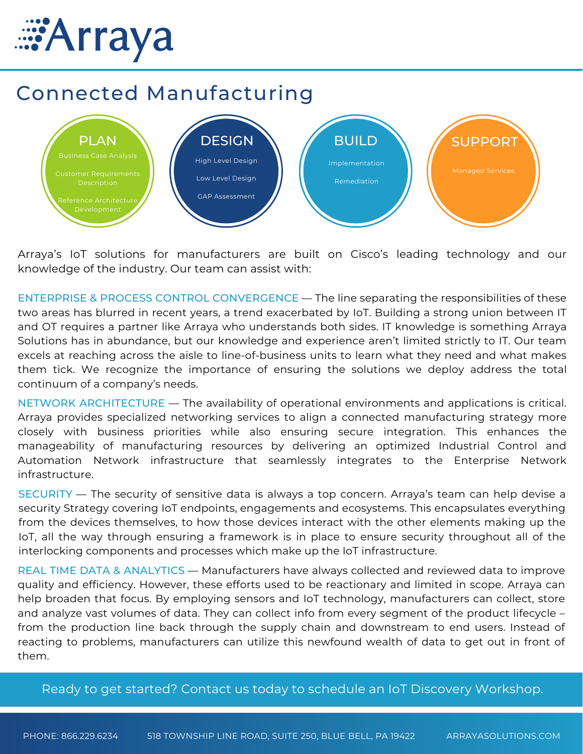Arraya

# Connected Manufacturing

**PLAN**

Business Case Analysis

Customer Requirements Description

Reference Architecture Development

**DESIGN**

High Level Design

Low Level Design

GAP Assessment

**BUILD**

Implementation

Remediation

**SUPPORT**

Managed Services

Arraya's IoT solutions for manufacturers are built on Cisco's leading technology and our knowledge of the industry. Our team can assist with:

ENTERPRISE & PROCESS CONTROL CONVERGENCE — The line separating the responsibilities of these two areas has blurred in recent years, a trend exacerbated by IoT. Building a strong union between IT and OT requires a partner like Arraya who understands both sides. IT knowledge is something Arraya Solutions has in abundance, but our knowledge and experience aren't limited strictly to IT. Our team excels at reaching across the aisle to line-of-business units to learn what they need and what makes them tick. We recognize the importance of ensuring the solutions we deploy address the total continuum of a company's needs.

NETWORK ARCHITECTURE — The availability of operational environments and applications is critical. Arraya provides specialized networking services to align a connected manufacturing strategy more closely with business priorities while also ensuring secure integration. This enhances the manageability of manufacturing resources by delivering an optimized Industrial Control and Automation Network infrastructure that seamlessly integrates to the Enterprise Network infrastructure.

SECURITY — The security of sensitive data is always a top concern. Arraya's team can help devise a security Strategy covering IoT endpoints, engagements and ecosystems. This encapsulates everything from the devices themselves, to how those devices interact with the other elements making up the IoT, all the way through ensuring a framework is in place to ensure security throughout all of the interlocking components and processes which make up the IoT infrastructure.

REAL TIME DATA & ANALYTICS — Manufacturers have always collected and reviewed data to improve quality and efficiency. However, these efforts used to be reactionary and limited in scope. Arraya can help broaden that focus. By employing sensors and IoT technology, manufacturers can collect, store and analyze vast volumes of data. They can collect info from every segment of the product lifecycle – from the production line back through the supply chain and downstream to end users. Instead of reacting to problems, manufacturers can utilize this newfound wealth of data to get out in front of them.

Ready to get started? Contact us today to schedule an IoT Discovery Workshop.

PHONE: 866.229.6234 518 TOWNSHIP LINE ROAD, SUITE 250, BLUE BELL, PA 19422 ARRAYASOLUTIONS.COM